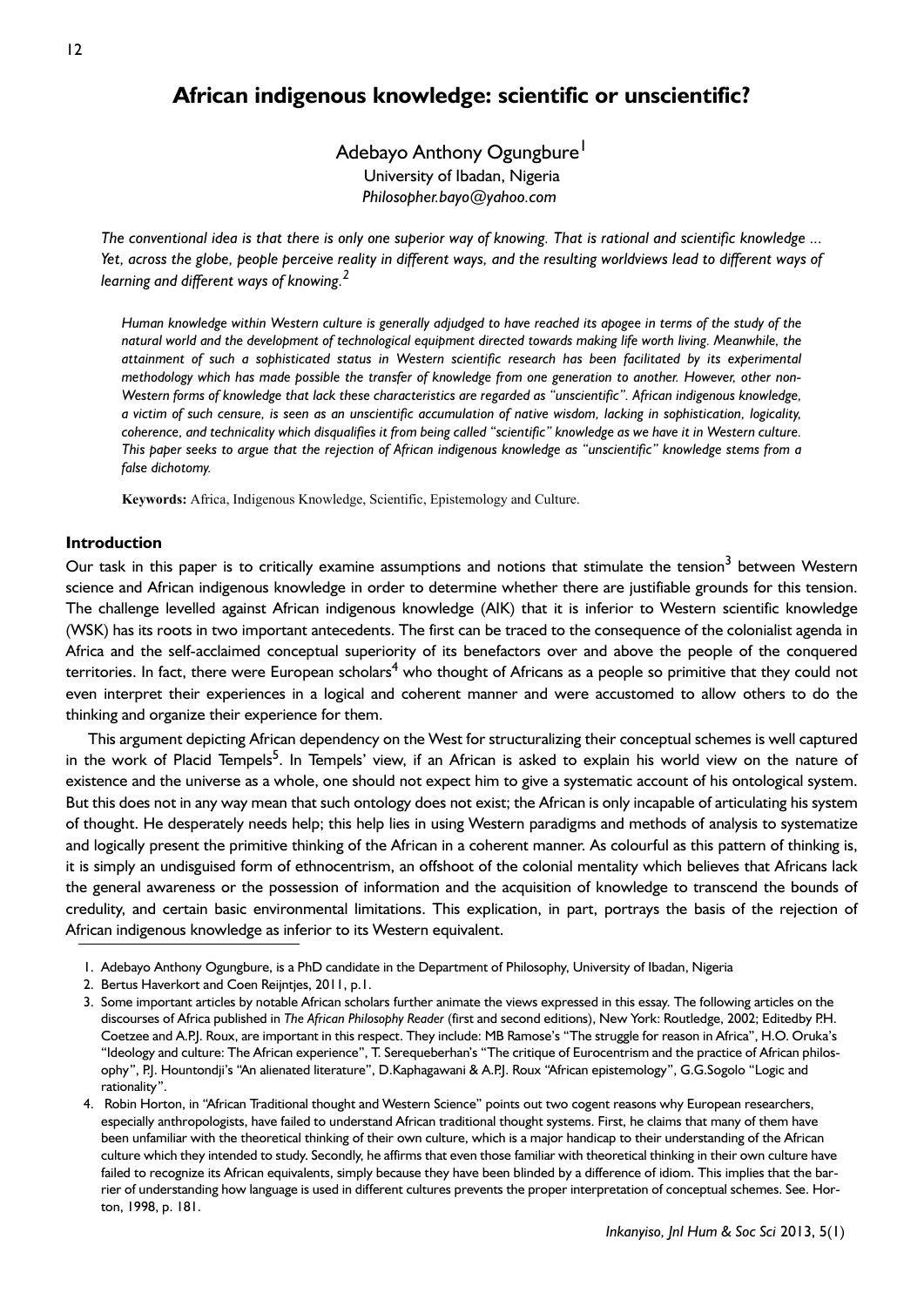# African indigenous knowledge: scientific or unscientific?

Adebayo Anthony Ogungbure[1]
University of Ibadan, Nigeria
*Philosopher.bayo@yahoo.com*

*The conventional idea is that there is only one superior way of knowing. That is rational and scientific knowledge ... Yet, across the globe, people perceive reality in different ways, and the resulting worldviews lead to different ways of learning and different ways of knowing.*[2]

*Human knowledge within Western culture is generally adjudged to have reached its apogee in terms of the study of the natural world and the development of technological equipment directed towards making life worth living. Meanwhile, the attainment of such a sophisticated status in Western scientific research has been facilitated by its experimental methodology which has made possible the transfer of knowledge from one generation to another. However, other non-Western forms of knowledge that lack these characteristics are regarded as "unscientific". African indigenous knowledge, a victim of such censure, is seen as an unscientific accumulation of native wisdom, lacking in sophistication, logicality, coherence, and technicality which disqualifies it from being called "scientific" knowledge as we have it in Western culture. This paper seeks to argue that the rejection of African indigenous knowledge as "unscientific" knowledge stems from a false dichotomy.*

**Keywords:** Africa, Indigenous Knowledge, Scientific, Epistemology and Culture.

## Introduction

Our task in this paper is to critically examine assumptions and notions that stimulate the tension[3] between Western science and African indigenous knowledge in order to determine whether there are justifiable grounds for this tension. The challenge levelled against African indigenous knowledge (AIK) that it is inferior to Western scientific knowledge (WSK) has its roots in two important antecedents. The first can be traced to the consequence of the colonialist agenda in Africa and the self-acclaimed conceptual superiority of its benefactors over and above the people of the conquered territories. In fact, there were European scholars[4] who thought of Africans as a people so primitive that they could not even interpret their experiences in a logical and coherent manner and were accustomed to allow others to do the thinking and organize their experience for them.

This argument depicting African dependency on the West for structuralizing their conceptual schemes is well captured in the work of Placid Tempels[5]. In Tempels' view, if an African is asked to explain his world view on the nature of existence and the universe as a whole, one should not expect him to give a systematic account of his ontological system. But this does not in any way mean that such ontology does not exist; the African is only incapable of articulating his system of thought. He desperately needs help; this help lies in using Western paradigms and methods of analysis to systematize and logically present the primitive thinking of the African in a coherent manner. As colourful as this pattern of thinking is, it is simply an undisguised form of ethnocentrism, an offshoot of the colonial mentality which believes that Africans lack the general awareness or the possession of information and the acquisition of knowledge to transcend the bounds of credulity, and certain basic environmental limitations. This explication, in part, portrays the basis of the rejection of African indigenous knowledge as inferior to its Western equivalent.

---

1. Adebayo Anthony Ogungbure, is a PhD candidate in the Department of Philosophy, University of Ibadan, Nigeria
2. Bertus Haverkort and Coen Reijntjes, 2011, p.1.
3. Some important articles by notable African scholars further animate the views expressed in this essay. The following articles on the discourses of Africa published in *The African Philosophy Reader* (first and second editions), New York: Routledge, 2002; Editedby P.H. Coetzee and A.P.J. Roux, are important in this respect. They include: MB Ramose's "The struggle for reason in Africa", H.O. Oruka's "Ideology and culture: The African experience", T. Serequeberhan's "The critique of Eurocentrism and the practice of African philosophy", P.J. Hountondji's "An alienated literature", D.Kaphagawani & A.P.J. Roux "African epistemology", G.G.Sogolo "Logic and rationality".
4. Robin Horton, in "African Traditional thought and Western Science" points out two cogent reasons why European researchers, especially anthropologists, have failed to understand African traditional thought systems. First, he claims that many of them have been unfamiliar with the theoretical thinking of their own culture, which is a major handicap to their understanding of the African culture which they intended to study. Secondly, he affirms that even those familiar with theoretical thinking in their own culture have failed to recognize its African equivalents, simply because they have been blinded by a difference of idiom. This implies that the barrier of understanding how language is used in different cultures prevents the proper interpretation of conceptual schemes. See. Horton, 1998, p. 181.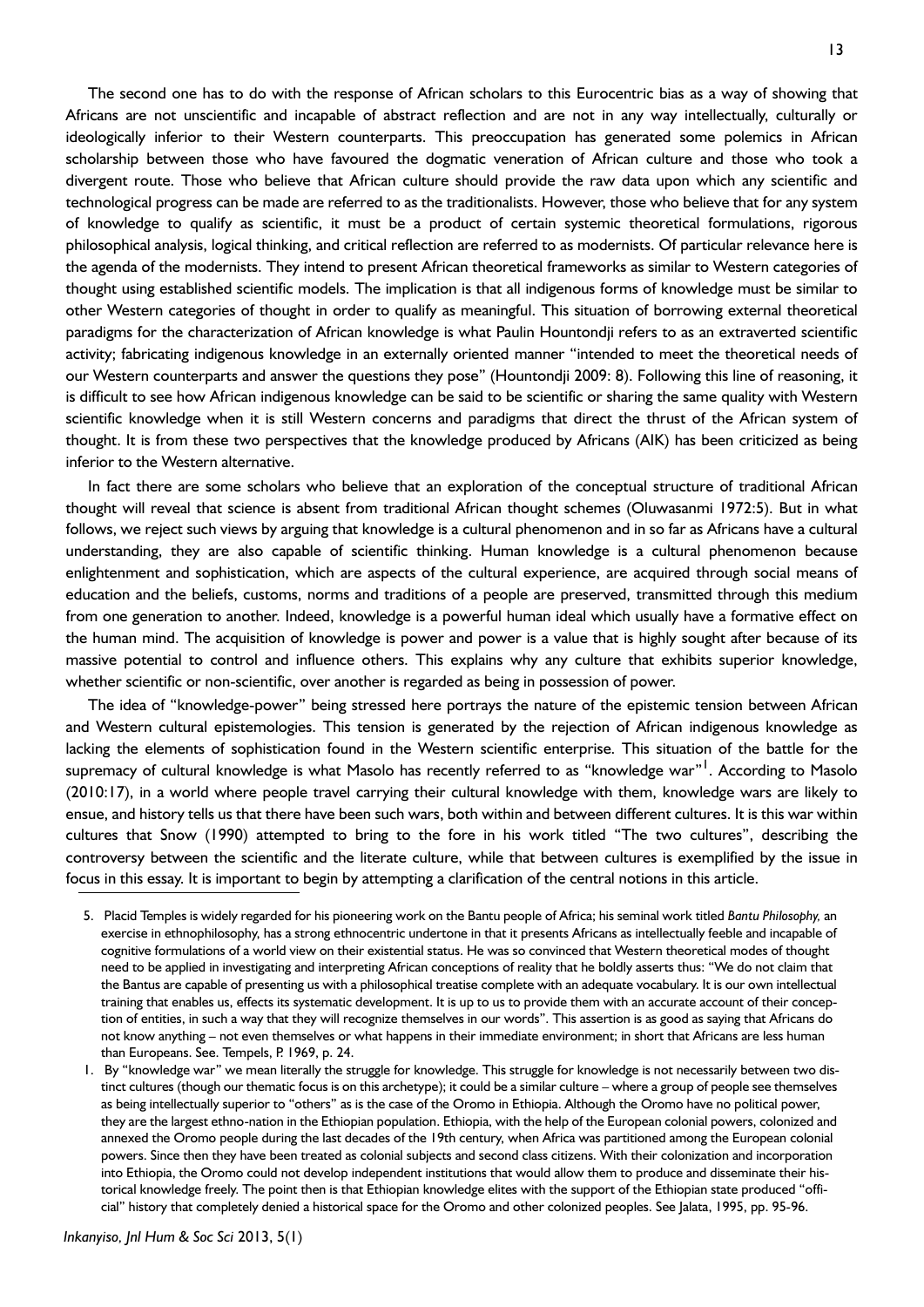The second one has to do with the response of African scholars to this Eurocentric bias as a way of showing that Africans are not unscientific and incapable of abstract reflection and are not in any way intellectually, culturally or ideologically inferior to their Western counterparts. This preoccupation has generated some polemics in African scholarship between those who have favoured the dogmatic veneration of African culture and those who took a divergent route. Those who believe that African culture should provide the raw data upon which any scientific and technological progress can be made are referred to as the traditionalists. However, those who believe that for any system of knowledge to qualify as scientific, it must be a product of certain systemic theoretical formulations, rigorous philosophical analysis, logical thinking, and critical reflection are referred to as modernists. Of particular relevance here is the agenda of the modernists. They intend to present African theoretical frameworks as similar to Western categories of thought using established scientific models. The implication is that all indigenous forms of knowledge must be similar to other Western categories of thought in order to qualify as meaningful. This situation of borrowing external theoretical paradigms for the characterization of African knowledge is what Paulin Hountondji refers to as an extraverted scientific activity; fabricating indigenous knowledge in an externally oriented manner "intended to meet the theoretical needs of our Western counterparts and answer the questions they pose" (Hountondji 2009: 8). Following this line of reasoning, it is difficult to see how African indigenous knowledge can be said to be scientific or sharing the same quality with Western scientific knowledge when it is still Western concerns and paradigms that direct the thrust of the African system of thought. It is from these two perspectives that the knowledge produced by Africans (AIK) has been criticized as being inferior to the Western alternative.

In fact there are some scholars who believe that an exploration of the conceptual structure of traditional African thought will reveal that science is absent from traditional African thought schemes (Oluwasanmi 1972:5). But in what follows, we reject such views by arguing that knowledge is a cultural phenomenon and in so far as Africans have a cultural understanding, they are also capable of scientific thinking. Human knowledge is a cultural phenomenon because enlightenment and sophistication, which are aspects of the cultural experience, are acquired through social means of education and the beliefs, customs, norms and traditions of a people are preserved, transmitted through this medium from one generation to another. Indeed, knowledge is a powerful human ideal which usually have a formative effect on the human mind. The acquisition of knowledge is power and power is a value that is highly sought after because of its massive potential to control and influence others. This explains why any culture that exhibits superior knowledge, whether scientific or non-scientific, over another is regarded as being in possession of power.

The idea of "knowledge-power" being stressed here portrays the nature of the epistemic tension between African and Western cultural epistemologies. This tension is generated by the rejection of African indigenous knowledge as lacking the elements of sophistication found in the Western scientific enterprise. This situation of the battle for the supremacy of cultural knowledge is what Masolo has recently referred to as "knowledge war"[1]. According to Masolo (2010:17), in a world where people travel carrying their cultural knowledge with them, knowledge wars are likely to ensue, and history tells us that there have been such wars, both within and between different cultures. It is this war within cultures that Snow (1990) attempted to bring to the fore in his work titled "The two cultures", describing the controversy between the scientific and the literate culture, while that between cultures is exemplified by the issue in focus in this essay. It is important to begin by attempting a clarification of the central notions in this article.

---

5. Placid Temples is widely regarded for his pioneering work on the Bantu people of Africa; his seminal work titled *Bantu Philosophy,* an exercise in ethnophilosophy, has a strong ethnocentric undertone in that it presents Africans as intellectually feeble and incapable of cognitive formulations of a world view on their existential status. He was so convinced that Western theoretical modes of thought need to be applied in investigating and interpreting African conceptions of reality that he boldly asserts thus: "We do not claim that the Bantus are capable of presenting us with a philosophical treatise complete with an adequate vocabulary. It is our own intellectual training that enables us, effects its systematic development. It is up to us to provide them with an accurate account of their conception of entities, in such a way that they will recognize themselves in our words". This assertion is as good as saying that Africans do not know anything – not even themselves or what happens in their immediate environment; in short that Africans are less human than Europeans. See. Tempels, P. 1969, p. 24.

1. By "knowledge war" we mean literally the struggle for knowledge. This struggle for knowledge is not necessarily between two distinct cultures (though our thematic focus is on this archetype); it could be a similar culture – where a group of people see themselves as being intellectually superior to "others" as is the case of the Oromo in Ethiopia. Although the Oromo have no political power, they are the largest ethno-nation in the Ethiopian population. Ethiopia, with the help of the European colonial powers, colonized and annexed the Oromo people during the last decades of the 19th century, when Africa was partitioned among the European colonial powers. Since then they have been treated as colonial subjects and second class citizens. With their colonization and incorporation into Ethiopia, the Oromo could not develop independent institutions that would allow them to produce and disseminate their historical knowledge freely. The point then is that Ethiopian knowledge elites with the support of the Ethiopian state produced "official" history that completely denied a historical space for the Oromo and other colonized peoples. See Jalata, 1995, pp. 95-96.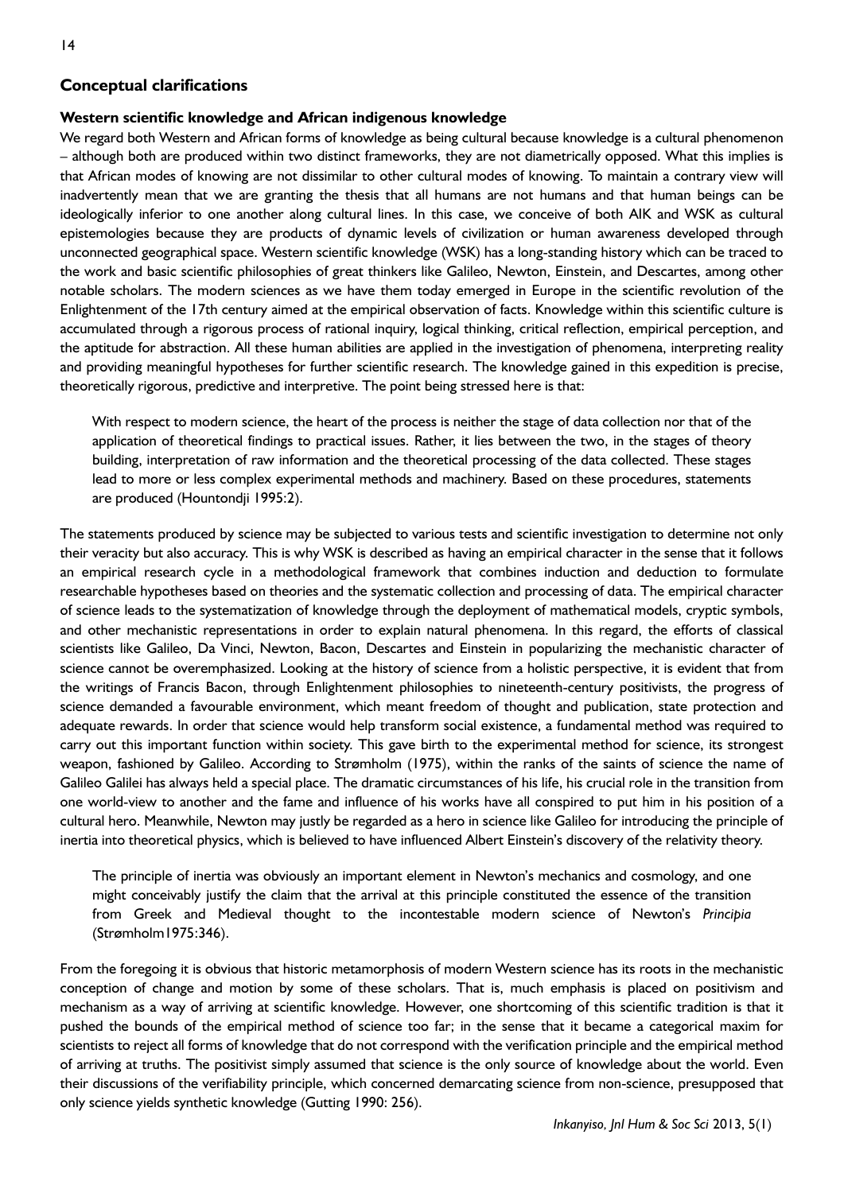## Conceptual clarifications

### Western scientific knowledge and African indigenous knowledge

We regard both Western and African forms of knowledge as being cultural because knowledge is a cultural phenomenon – although both are produced within two distinct frameworks, they are not diametrically opposed. What this implies is that African modes of knowing are not dissimilar to other cultural modes of knowing. To maintain a contrary view will inadvertently mean that we are granting the thesis that all humans are not humans and that human beings can be ideologically inferior to one another along cultural lines. In this case, we conceive of both AIK and WSK as cultural epistemologies because they are products of dynamic levels of civilization or human awareness developed through unconnected geographical space. Western scientific knowledge (WSK) has a long-standing history which can be traced to the work and basic scientific philosophies of great thinkers like Galileo, Newton, Einstein, and Descartes, among other notable scholars. The modern sciences as we have them today emerged in Europe in the scientific revolution of the Enlightenment of the 17th century aimed at the empirical observation of facts. Knowledge within this scientific culture is accumulated through a rigorous process of rational inquiry, logical thinking, critical reflection, empirical perception, and the aptitude for abstraction. All these human abilities are applied in the investigation of phenomena, interpreting reality and providing meaningful hypotheses for further scientific research. The knowledge gained in this expedition is precise, theoretically rigorous, predictive and interpretive. The point being stressed here is that:

> With respect to modern science, the heart of the process is neither the stage of data collection nor that of the application of theoretical findings to practical issues. Rather, it lies between the two, in the stages of theory building, interpretation of raw information and the theoretical processing of the data collected. These stages lead to more or less complex experimental methods and machinery. Based on these procedures, statements are produced (Hountondji 1995:2).

The statements produced by science may be subjected to various tests and scientific investigation to determine not only their veracity but also accuracy. This is why WSK is described as having an empirical character in the sense that it follows an empirical research cycle in a methodological framework that combines induction and deduction to formulate researchable hypotheses based on theories and the systematic collection and processing of data. The empirical character of science leads to the systematization of knowledge through the deployment of mathematical models, cryptic symbols, and other mechanistic representations in order to explain natural phenomena. In this regard, the efforts of classical scientists like Galileo, Da Vinci, Newton, Bacon, Descartes and Einstein in popularizing the mechanistic character of science cannot be overemphasized. Looking at the history of science from a holistic perspective, it is evident that from the writings of Francis Bacon, through Enlightenment philosophies to nineteenth-century positivists, the progress of science demanded a favourable environment, which meant freedom of thought and publication, state protection and adequate rewards. In order that science would help transform social existence, a fundamental method was required to carry out this important function within society. This gave birth to the experimental method for science, its strongest weapon, fashioned by Galileo. According to Strømholm (1975), within the ranks of the saints of science the name of Galileo Galilei has always held a special place. The dramatic circumstances of his life, his crucial role in the transition from one world-view to another and the fame and influence of his works have all conspired to put him in his position of a cultural hero. Meanwhile, Newton may justly be regarded as a hero in science like Galileo for introducing the principle of inertia into theoretical physics, which is believed to have influenced Albert Einstein's discovery of the relativity theory.

> The principle of inertia was obviously an important element in Newton's mechanics and cosmology, and one might conceivably justify the claim that the arrival at this principle constituted the essence of the transition from Greek and Medieval thought to the incontestable modern science of Newton's *Principia* (Strømholm1975:346).

From the foregoing it is obvious that historic metamorphosis of modern Western science has its roots in the mechanistic conception of change and motion by some of these scholars. That is, much emphasis is placed on positivism and mechanism as a way of arriving at scientific knowledge. However, one shortcoming of this scientific tradition is that it pushed the bounds of the empirical method of science too far; in the sense that it became a categorical maxim for scientists to reject all forms of knowledge that do not correspond with the verification principle and the empirical method of arriving at truths. The positivist simply assumed that science is the only source of knowledge about the world. Even their discussions of the verifiability principle, which concerned demarcating science from non-science, presupposed that only science yields synthetic knowledge (Gutting 1990: 256).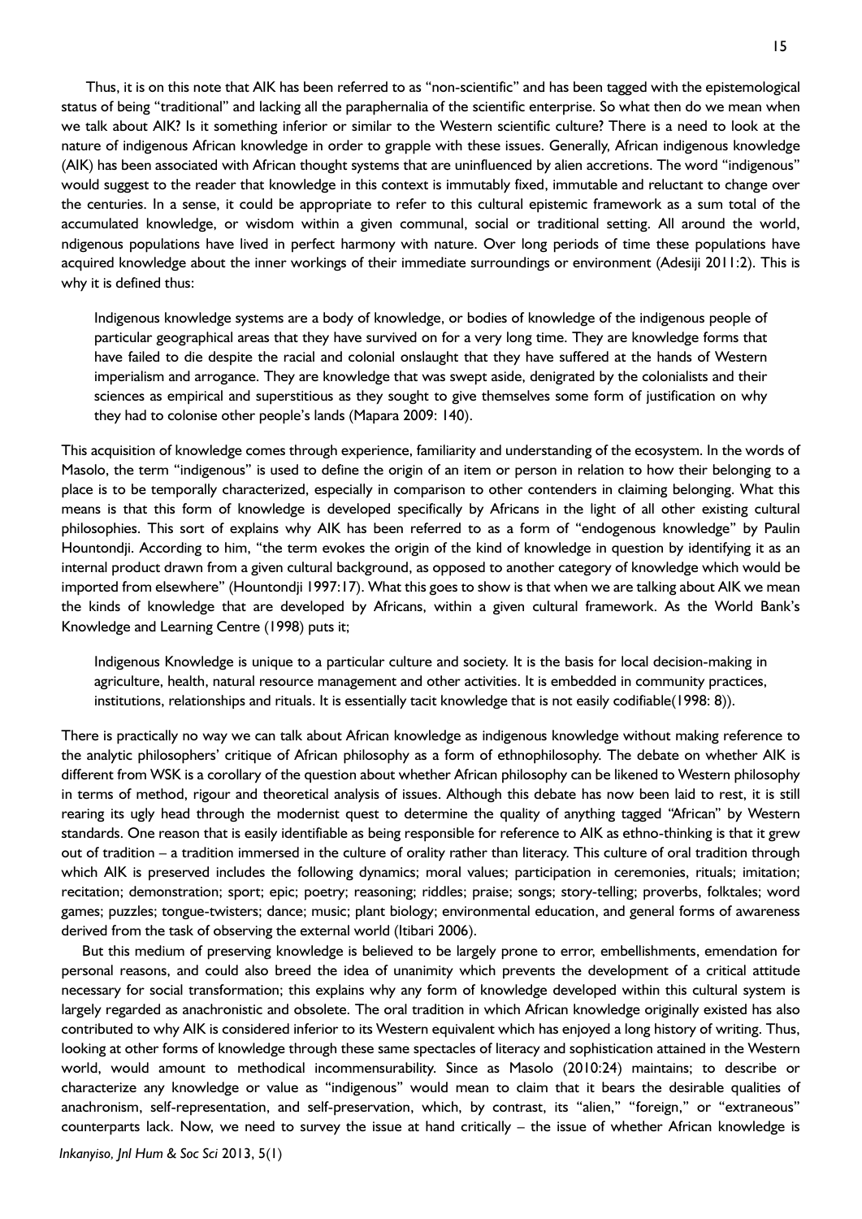Thus, it is on this note that AIK has been referred to as "non-scientific" and has been tagged with the epistemological status of being "traditional" and lacking all the paraphernalia of the scientific enterprise. So what then do we mean when we talk about AIK? Is it something inferior or similar to the Western scientific culture? There is a need to look at the nature of indigenous African knowledge in order to grapple with these issues. Generally, African indigenous knowledge (AIK) has been associated with African thought systems that are uninfluenced by alien accretions. The word "indigenous" would suggest to the reader that knowledge in this context is immutably fixed, immutable and reluctant to change over the centuries. In a sense, it could be appropriate to refer to this cultural epistemic framework as a sum total of the accumulated knowledge, or wisdom within a given communal, social or traditional setting. All around the world, ndigenous populations have lived in perfect harmony with nature. Over long periods of time these populations have acquired knowledge about the inner workings of their immediate surroundings or environment (Adesiji 2011:2). This is why it is defined thus:

> Indigenous knowledge systems are a body of knowledge, or bodies of knowledge of the indigenous people of particular geographical areas that they have survived on for a very long time. They are knowledge forms that have failed to die despite the racial and colonial onslaught that they have suffered at the hands of Western imperialism and arrogance. They are knowledge that was swept aside, denigrated by the colonialists and their sciences as empirical and superstitious as they sought to give themselves some form of justification on why they had to colonise other people's lands (Mapara 2009: 140).

This acquisition of knowledge comes through experience, familiarity and understanding of the ecosystem. In the words of Masolo, the term "indigenous" is used to define the origin of an item or person in relation to how their belonging to a place is to be temporally characterized, especially in comparison to other contenders in claiming belonging. What this means is that this form of knowledge is developed specifically by Africans in the light of all other existing cultural philosophies. This sort of explains why AIK has been referred to as a form of "endogenous knowledge" by Paulin Hountondji. According to him, "the term evokes the origin of the kind of knowledge in question by identifying it as an internal product drawn from a given cultural background, as opposed to another category of knowledge which would be imported from elsewhere" (Hountondji 1997:17). What this goes to show is that when we are talking about AIK we mean the kinds of knowledge that are developed by Africans, within a given cultural framework. As the World Bank's Knowledge and Learning Centre (1998) puts it;

> Indigenous Knowledge is unique to a particular culture and society. It is the basis for local decision-making in agriculture, health, natural resource management and other activities. It is embedded in community practices, institutions, relationships and rituals. It is essentially tacit knowledge that is not easily codifiable(1998: 8)).

There is practically no way we can talk about African knowledge as indigenous knowledge without making reference to the analytic philosophers' critique of African philosophy as a form of ethnophilosophy. The debate on whether AIK is different from WSK is a corollary of the question about whether African philosophy can be likened to Western philosophy in terms of method, rigour and theoretical analysis of issues. Although this debate has now been laid to rest, it is still rearing its ugly head through the modernist quest to determine the quality of anything tagged "African" by Western standards. One reason that is easily identifiable as being responsible for reference to AIK as ethno-thinking is that it grew out of tradition – a tradition immersed in the culture of orality rather than literacy. This culture of oral tradition through which AIK is preserved includes the following dynamics; moral values; participation in ceremonies, rituals; imitation; recitation; demonstration; sport; epic; poetry; reasoning; riddles; praise; songs; story-telling; proverbs, folktales; word games; puzzles; tongue-twisters; dance; music; plant biology; environmental education, and general forms of awareness derived from the task of observing the external world (Itibari 2006).

But this medium of preserving knowledge is believed to be largely prone to error, embellishments, emendation for personal reasons, and could also breed the idea of unanimity which prevents the development of a critical attitude necessary for social transformation; this explains why any form of knowledge developed within this cultural system is largely regarded as anachronistic and obsolete. The oral tradition in which African knowledge originally existed has also contributed to why AIK is considered inferior to its Western equivalent which has enjoyed a long history of writing. Thus, looking at other forms of knowledge through these same spectacles of literacy and sophistication attained in the Western world, would amount to methodical incommensurability. Since as Masolo (2010:24) maintains; to describe or characterize any knowledge or value as "indigenous" would mean to claim that it bears the desirable qualities of anachronism, self-representation, and self-preservation, which, by contrast, its "alien," "foreign," or "extraneous" counterparts lack. Now, we need to survey the issue at hand critically – the issue of whether African knowledge is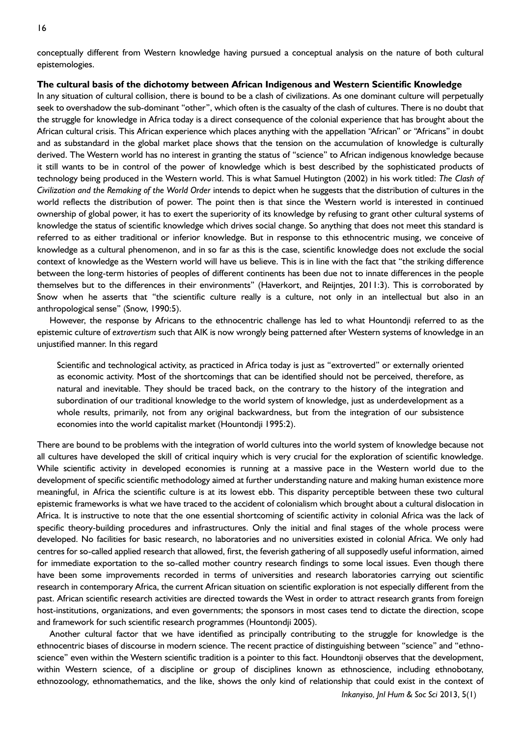conceptually different from Western knowledge having pursued a conceptual analysis on the nature of both cultural epistemologies.

**The cultural basis of the dichotomy between African Indigenous and Western Scientific Knowledge**

In any situation of cultural collision, there is bound to be a clash of civilizations. As one dominant culture will perpetually seek to overshadow the sub-dominant "other", which often is the casualty of the clash of cultures. There is no doubt that the struggle for knowledge in Africa today is a direct consequence of the colonial experience that has brought about the African cultural crisis. This African experience which places anything with the appellation "African" or "Africans" in doubt and as substandard in the global market place shows that the tension on the accumulation of knowledge is culturally derived. The Western world has no interest in granting the status of "science" to African indigenous knowledge because it still wants to be in control of the power of knowledge which is best described by the sophisticated products of technology being produced in the Western world. This is what Samuel Hutington (2002) in his work titled: *The Clash of Civilization and the Remaking of the World Order* intends to depict when he suggests that the distribution of cultures in the world reflects the distribution of power. The point then is that since the Western world is interested in continued ownership of global power, it has to exert the superiority of its knowledge by refusing to grant other cultural systems of knowledge the status of scientific knowledge which drives social change. So anything that does not meet this standard is referred to as either traditional or inferior knowledge. But in response to this ethnocentric musing, we conceive of knowledge as a cultural phenomenon, and in so far as this is the case, scientific knowledge does not exclude the social context of knowledge as the Western world will have us believe. This is in line with the fact that "the striking difference between the long-term histories of peoples of different continents has been due not to innate differences in the people themselves but to the differences in their environments" (Haverkort, and Reijntjes, 2011:3). This is corroborated by Snow when he asserts that "the scientific culture really is a culture, not only in an intellectual but also in an anthropological sense" (Snow, 1990:5).

However, the response by Africans to the ethnocentric challenge has led to what Hountondji referred to as the epistemic culture of *extravertism* such that AIK is now wrongly being patterned after Western systems of knowledge in an unjustified manner. In this regard

> Scientific and technological activity, as practiced in Africa today is just as "extroverted" or externally oriented as economic activity. Most of the shortcomings that can be identified should not be perceived, therefore, as natural and inevitable. They should be traced back, on the contrary to the history of the integration and subordination of our traditional knowledge to the world system of knowledge, just as underdevelopment as a whole results, primarily, not from any original backwardness, but from the integration of our subsistence economies into the world capitalist market (Hountondji 1995:2).

There are bound to be problems with the integration of world cultures into the world system of knowledge because not all cultures have developed the skill of critical inquiry which is very crucial for the exploration of scientific knowledge. While scientific activity in developed economies is running at a massive pace in the Western world due to the development of specific scientific methodology aimed at further understanding nature and making human existence more meaningful, in Africa the scientific culture is at its lowest ebb. This disparity perceptible between these two cultural epistemic frameworks is what we have traced to the accident of colonialism which brought about a cultural dislocation in Africa. It is instructive to note that the one essential shortcoming of scientific activity in colonial Africa was the lack of specific theory-building procedures and infrastructures. Only the initial and final stages of the whole process were developed. No facilities for basic research, no laboratories and no universities existed in colonial Africa. We only had centres for so-called applied research that allowed, first, the feverish gathering of all supposedly useful information, aimed for immediate exportation to the so-called mother country research findings to some local issues. Even though there have been some improvements recorded in terms of universities and research laboratories carrying out scientific research in contemporary Africa, the current African situation on scientific exploration is not especially different from the past. African scientific research activities are directed towards the West in order to attract research grants from foreign host-institutions, organizations, and even governments; the sponsors in most cases tend to dictate the direction, scope and framework for such scientific research programmes (Hountondji 2005).

Another cultural factor that we have identified as principally contributing to the struggle for knowledge is the ethnocentric biases of discourse in modern science. The recent practice of distinguishing between "science" and "ethno-science" even within the Western scientific tradition is a pointer to this fact. Houndtonji observes that the development, within Western science, of a discipline or group of disciplines known as ethnoscience, including ethnobotany, ethnozoology, ethnomathematics, and the like, shows the only kind of relationship that could exist in the context of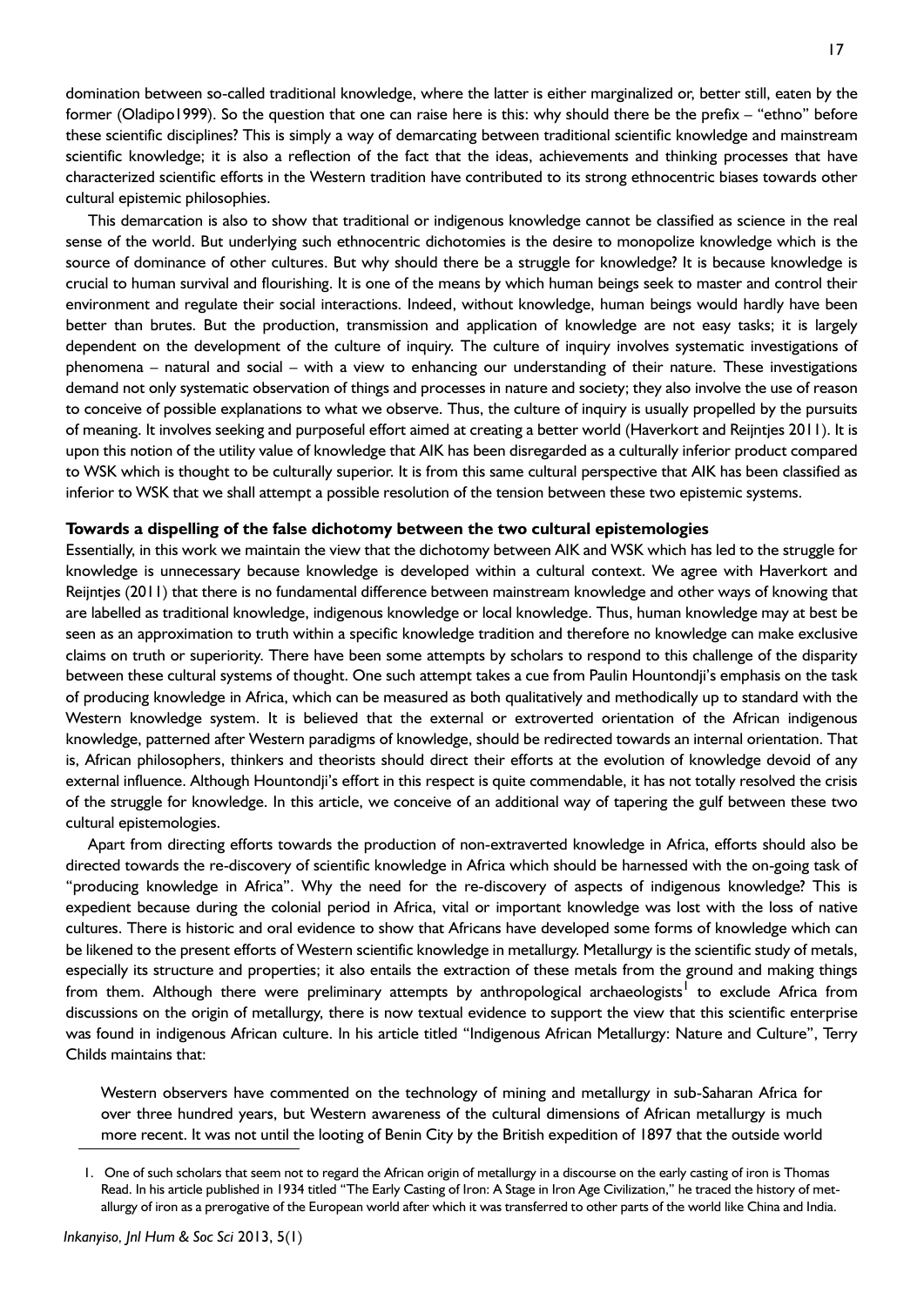domination between so-called traditional knowledge, where the latter is either marginalized or, better still, eaten by the former (Oladipo1999). So the question that one can raise here is this: why should there be the prefix – "ethno" before these scientific disciplines? This is simply a way of demarcating between traditional scientific knowledge and mainstream scientific knowledge; it is also a reflection of the fact that the ideas, achievements and thinking processes that have characterized scientific efforts in the Western tradition have contributed to its strong ethnocentric biases towards other cultural epistemic philosophies.

This demarcation is also to show that traditional or indigenous knowledge cannot be classified as science in the real sense of the world. But underlying such ethnocentric dichotomies is the desire to monopolize knowledge which is the source of dominance of other cultures. But why should there be a struggle for knowledge? It is because knowledge is crucial to human survival and flourishing. It is one of the means by which human beings seek to master and control their environment and regulate their social interactions. Indeed, without knowledge, human beings would hardly have been better than brutes. But the production, transmission and application of knowledge are not easy tasks; it is largely dependent on the development of the culture of inquiry. The culture of inquiry involves systematic investigations of phenomena – natural and social – with a view to enhancing our understanding of their nature. These investigations demand not only systematic observation of things and processes in nature and society; they also involve the use of reason to conceive of possible explanations to what we observe. Thus, the culture of inquiry is usually propelled by the pursuits of meaning. It involves seeking and purposeful effort aimed at creating a better world (Haverkort and Reijntjes 2011). It is upon this notion of the utility value of knowledge that AIK has been disregarded as a culturally inferior product compared to WSK which is thought to be culturally superior. It is from this same cultural perspective that AIK has been classified as inferior to WSK that we shall attempt a possible resolution of the tension between these two epistemic systems.

### Towards a dispelling of the false dichotomy between the two cultural epistemologies

Essentially, in this work we maintain the view that the dichotomy between AIK and WSK which has led to the struggle for knowledge is unnecessary because knowledge is developed within a cultural context. We agree with Haverkort and Reijntjes (2011) that there is no fundamental difference between mainstream knowledge and other ways of knowing that are labelled as traditional knowledge, indigenous knowledge or local knowledge. Thus, human knowledge may at best be seen as an approximation to truth within a specific knowledge tradition and therefore no knowledge can make exclusive claims on truth or superiority. There have been some attempts by scholars to respond to this challenge of the disparity between these cultural systems of thought. One such attempt takes a cue from Paulin Hountondji's emphasis on the task of producing knowledge in Africa, which can be measured as both qualitatively and methodically up to standard with the Western knowledge system. It is believed that the external or extroverted orientation of the African indigenous knowledge, patterned after Western paradigms of knowledge, should be redirected towards an internal orientation. That is, African philosophers, thinkers and theorists should direct their efforts at the evolution of knowledge devoid of any external influence. Although Hountondji's effort in this respect is quite commendable, it has not totally resolved the crisis of the struggle for knowledge. In this article, we conceive of an additional way of tapering the gulf between these two cultural epistemologies.

Apart from directing efforts towards the production of non-extraverted knowledge in Africa, efforts should also be directed towards the re-discovery of scientific knowledge in Africa which should be harnessed with the on-going task of "producing knowledge in Africa". Why the need for the re-discovery of aspects of indigenous knowledge? This is expedient because during the colonial period in Africa, vital or important knowledge was lost with the loss of native cultures. There is historic and oral evidence to show that Africans have developed some forms of knowledge which can be likened to the present efforts of Western scientific knowledge in metallurgy. Metallurgy is the scientific study of metals, especially its structure and properties; it also entails the extraction of these metals from the ground and making things from them. Although there were preliminary attempts by anthropological archaeologists[1] to exclude Africa from discussions on the origin of metallurgy, there is now textual evidence to support the view that this scientific enterprise was found in indigenous African culture. In his article titled "Indigenous African Metallurgy: Nature and Culture", Terry Childs maintains that:

> Western observers have commented on the technology of mining and metallurgy in sub-Saharan Africa for over three hundred years, but Western awareness of the cultural dimensions of African metallurgy is much more recent. It was not until the looting of Benin City by the British expedition of 1897 that the outside world

1. One of such scholars that seem not to regard the African origin of metallurgy in a discourse on the early casting of iron is Thomas Read. In his article published in 1934 titled "The Early Casting of Iron: A Stage in Iron Age Civilization," he traced the history of metallurgy of iron as a prerogative of the European world after which it was transferred to other parts of the world like China and India.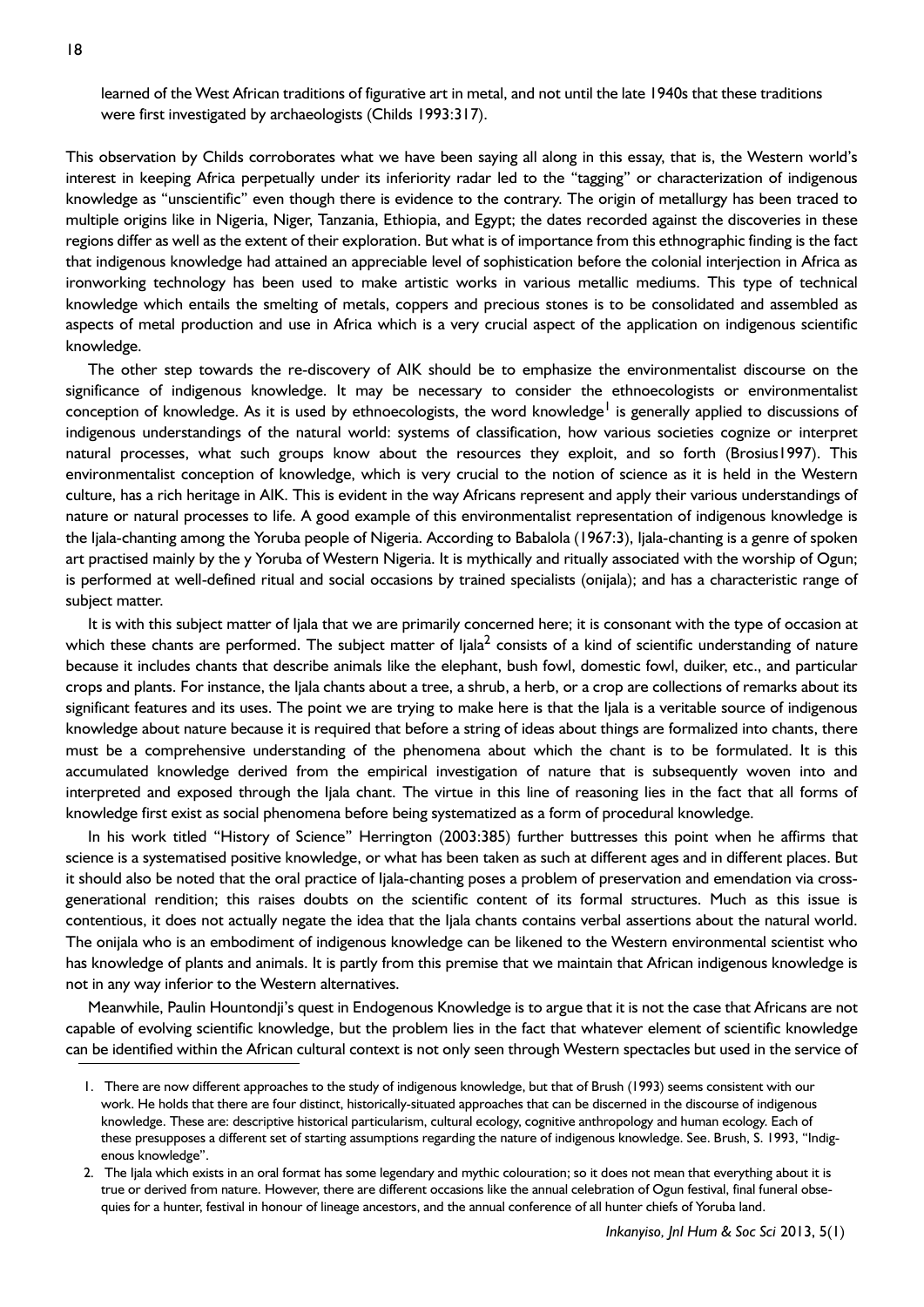learned of the West African traditions of figurative art in metal, and not until the late 1940s that these traditions were first investigated by archaeologists (Childs 1993:317).

This observation by Childs corroborates what we have been saying all along in this essay, that is, the Western world's interest in keeping Africa perpetually under its inferiority radar led to the "tagging" or characterization of indigenous knowledge as "unscientific" even though there is evidence to the contrary. The origin of metallurgy has been traced to multiple origins like in Nigeria, Niger, Tanzania, Ethiopia, and Egypt; the dates recorded against the discoveries in these regions differ as well as the extent of their exploration. But what is of importance from this ethnographic finding is the fact that indigenous knowledge had attained an appreciable level of sophistication before the colonial interjection in Africa as ironworking technology has been used to make artistic works in various metallic mediums. This type of technical knowledge which entails the smelting of metals, coppers and precious stones is to be consolidated and assembled as aspects of metal production and use in Africa which is a very crucial aspect of the application on indigenous scientific knowledge.

The other step towards the re-discovery of AIK should be to emphasize the environmentalist discourse on the significance of indigenous knowledge. It may be necessary to consider the ethnoecologists or environmentalist conception of knowledge. As it is used by ethnoecologists, the word knowledge[1] is generally applied to discussions of indigenous understandings of the natural world: systems of classification, how various societies cognize or interpret natural processes, what such groups know about the resources they exploit, and so forth (Brosius1997). This environmentalist conception of knowledge, which is very crucial to the notion of science as it is held in the Western culture, has a rich heritage in AIK. This is evident in the way Africans represent and apply their various understandings of nature or natural processes to life. A good example of this environmentalist representation of indigenous knowledge is the Ijala-chanting among the Yoruba people of Nigeria. According to Babalola (1967:3), Ijala-chanting is a genre of spoken art practised mainly by the y Yoruba of Western Nigeria. It is mythically and ritually associated with the worship of Ogun; is performed at well-defined ritual and social occasions by trained specialists (onijala); and has a characteristic range of subject matter.

It is with this subject matter of Ijala that we are primarily concerned here; it is consonant with the type of occasion at which these chants are performed. The subject matter of Ijala[2] consists of a kind of scientific understanding of nature because it includes chants that describe animals like the elephant, bush fowl, domestic fowl, duiker, etc., and particular crops and plants. For instance, the Ijala chants about a tree, a shrub, a herb, or a crop are collections of remarks about its significant features and its uses. The point we are trying to make here is that the Ijala is a veritable source of indigenous knowledge about nature because it is required that before a string of ideas about things are formalized into chants, there must be a comprehensive understanding of the phenomena about which the chant is to be formulated. It is this accumulated knowledge derived from the empirical investigation of nature that is subsequently woven into and interpreted and exposed through the Ijala chant. The virtue in this line of reasoning lies in the fact that all forms of knowledge first exist as social phenomena before being systematized as a form of procedural knowledge.

In his work titled "History of Science" Herrington (2003:385) further buttresses this point when he affirms that science is a systematised positive knowledge, or what has been taken as such at different ages and in different places. But it should also be noted that the oral practice of Ijala-chanting poses a problem of preservation and emendation via cross-generational rendition; this raises doubts on the scientific content of its formal structures. Much as this issue is contentious, it does not actually negate the idea that the Ijala chants contains verbal assertions about the natural world. The onijala who is an embodiment of indigenous knowledge can be likened to the Western environmental scientist who has knowledge of plants and animals. It is partly from this premise that we maintain that African indigenous knowledge is not in any way inferior to the Western alternatives.

Meanwhile, Paulin Hountondji's quest in Endogenous Knowledge is to argue that it is not the case that Africans are not capable of evolving scientific knowledge, but the problem lies in the fact that whatever element of scientific knowledge can be identified within the African cultural context is not only seen through Western spectacles but used in the service of

---

1. There are now different approaches to the study of indigenous knowledge, but that of Brush (1993) seems consistent with our work. He holds that there are four distinct, historically-situated approaches that can be discerned in the discourse of indigenous knowledge. These are: descriptive historical particularism, cultural ecology, cognitive anthropology and human ecology. Each of these presupposes a different set of starting assumptions regarding the nature of indigenous knowledge. See. Brush, S. 1993, "Indigenous knowledge".

2. The Ijala which exists in an oral format has some legendary and mythic colouration; so it does not mean that everything about it is true or derived from nature. However, there are different occasions like the annual celebration of Ogun festival, final funeral obsequies for a hunter, festival in honour of lineage ancestors, and the annual conference of all hunter chiefs of Yoruba land.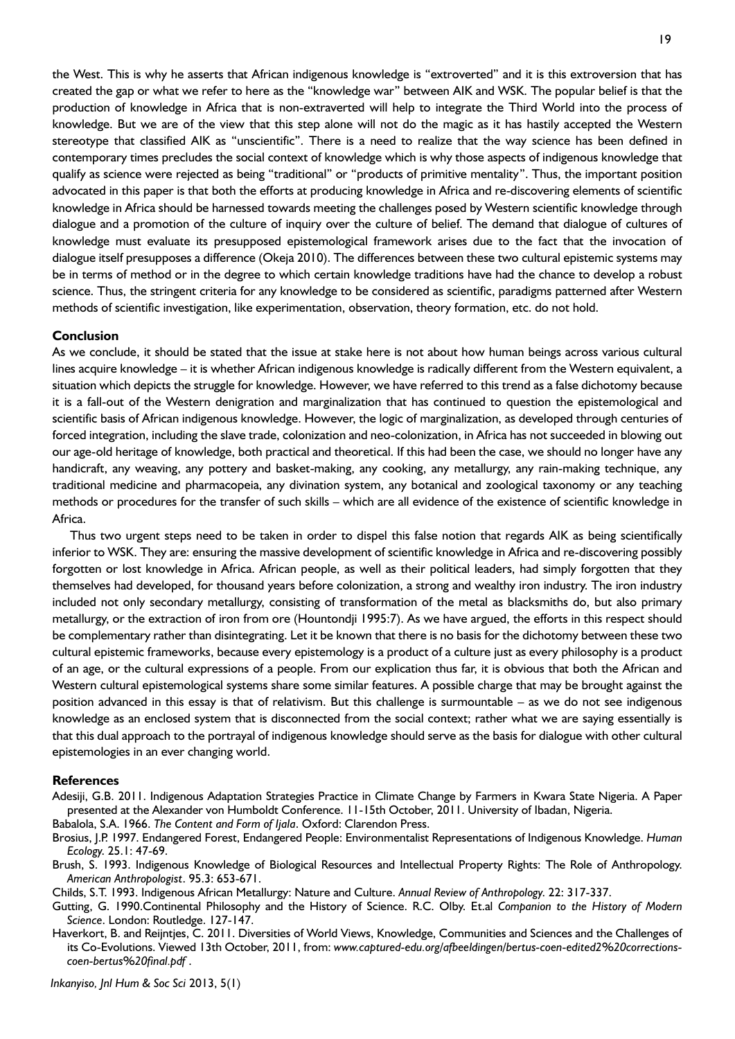the West. This is why he asserts that African indigenous knowledge is "extroverted" and it is this extroversion that has created the gap or what we refer to here as the "knowledge war" between AIK and WSK. The popular belief is that the production of knowledge in Africa that is non-extraverted will help to integrate the Third World into the process of knowledge. But we are of the view that this step alone will not do the magic as it has hastily accepted the Western stereotype that classified AIK as "unscientific". There is a need to realize that the way science has been defined in contemporary times precludes the social context of knowledge which is why those aspects of indigenous knowledge that qualify as science were rejected as being "traditional" or "products of primitive mentality". Thus, the important position advocated in this paper is that both the efforts at producing knowledge in Africa and re-discovering elements of scientific knowledge in Africa should be harnessed towards meeting the challenges posed by Western scientific knowledge through dialogue and a promotion of the culture of inquiry over the culture of belief. The demand that dialogue of cultures of knowledge must evaluate its presupposed epistemological framework arises due to the fact that the invocation of dialogue itself presupposes a difference (Okeja 2010). The differences between these two cultural epistemic systems may be in terms of method or in the degree to which certain knowledge traditions have had the chance to develop a robust science. Thus, the stringent criteria for any knowledge to be considered as scientific, paradigms patterned after Western methods of scientific investigation, like experimentation, observation, theory formation, etc. do not hold.

## Conclusion

As we conclude, it should be stated that the issue at stake here is not about how human beings across various cultural lines acquire knowledge – it is whether African indigenous knowledge is radically different from the Western equivalent, a situation which depicts the struggle for knowledge. However, we have referred to this trend as a false dichotomy because it is a fall-out of the Western denigration and marginalization that has continued to question the epistemological and scientific basis of African indigenous knowledge. However, the logic of marginalization, as developed through centuries of forced integration, including the slave trade, colonization and neo-colonization, in Africa has not succeeded in blowing out our age-old heritage of knowledge, both practical and theoretical. If this had been the case, we should no longer have any handicraft, any weaving, any pottery and basket-making, any cooking, any metallurgy, any rain-making technique, any traditional medicine and pharmacopeia, any divination system, any botanical and zoological taxonomy or any teaching methods or procedures for the transfer of such skills – which are all evidence of the existence of scientific knowledge in Africa.

Thus two urgent steps need to be taken in order to dispel this false notion that regards AIK as being scientifically inferior to WSK. They are: ensuring the massive development of scientific knowledge in Africa and re-discovering possibly forgotten or lost knowledge in Africa. African people, as well as their political leaders, had simply forgotten that they themselves had developed, for thousand years before colonization, a strong and wealthy iron industry. The iron industry included not only secondary metallurgy, consisting of transformation of the metal as blacksmiths do, but also primary metallurgy, or the extraction of iron from ore (Hountondji 1995:7). As we have argued, the efforts in this respect should be complementary rather than disintegrating. Let it be known that there is no basis for the dichotomy between these two cultural epistemic frameworks, because every epistemology is a product of a culture just as every philosophy is a product of an age, or the cultural expressions of a people. From our explication thus far, it is obvious that both the African and Western cultural epistemological systems share some similar features. A possible charge that may be brought against the position advanced in this essay is that of relativism. But this challenge is surmountable – as we do not see indigenous knowledge as an enclosed system that is disconnected from the social context; rather what we are saying essentially is that this dual approach to the portrayal of indigenous knowledge should serve as the basis for dialogue with other cultural epistemologies in an ever changing world.

## References

Adesiji, G.B. 2011. Indigenous Adaptation Strategies Practice in Climate Change by Farmers in Kwara State Nigeria. A Paper presented at the Alexander von Humboldt Conference. 11-15th October, 2011. University of Ibadan, Nigeria.

Babalola, S.A. 1966. *The Content and Form of Ijala*. Oxford: Clarendon Press.

Brosius, J.P. 1997. Endangered Forest, Endangered People: Environmentalist Representations of Indigenous Knowledge. *Human Ecology.* 25.1: 47-69.

Brush, S. 1993. Indigenous Knowledge of Biological Resources and Intellectual Property Rights: The Role of Anthropology. *American Anthropologist*. 95.3: 653-671.

Childs, S.T. 1993. Indigenous African Metallurgy: Nature and Culture. *Annual Review of Anthropology.* 22: 317-337.

Gutting, G. 1990.Continental Philosophy and the History of Science. R.C. Olby. Et.al *Companion to the History of Modern Science*. London: Routledge. 127-147.

Haverkort, B. and Reijntjes, C. 2011. Diversities of World Views, Knowledge, Communities and Sciences and the Challenges of its Co-Evolutions. Viewed 13th October, 2011, from: *www.captured-edu.org/afbeeldingen/bertus-coen-edited2%20corrections-coen-bertus%20final.pdf* .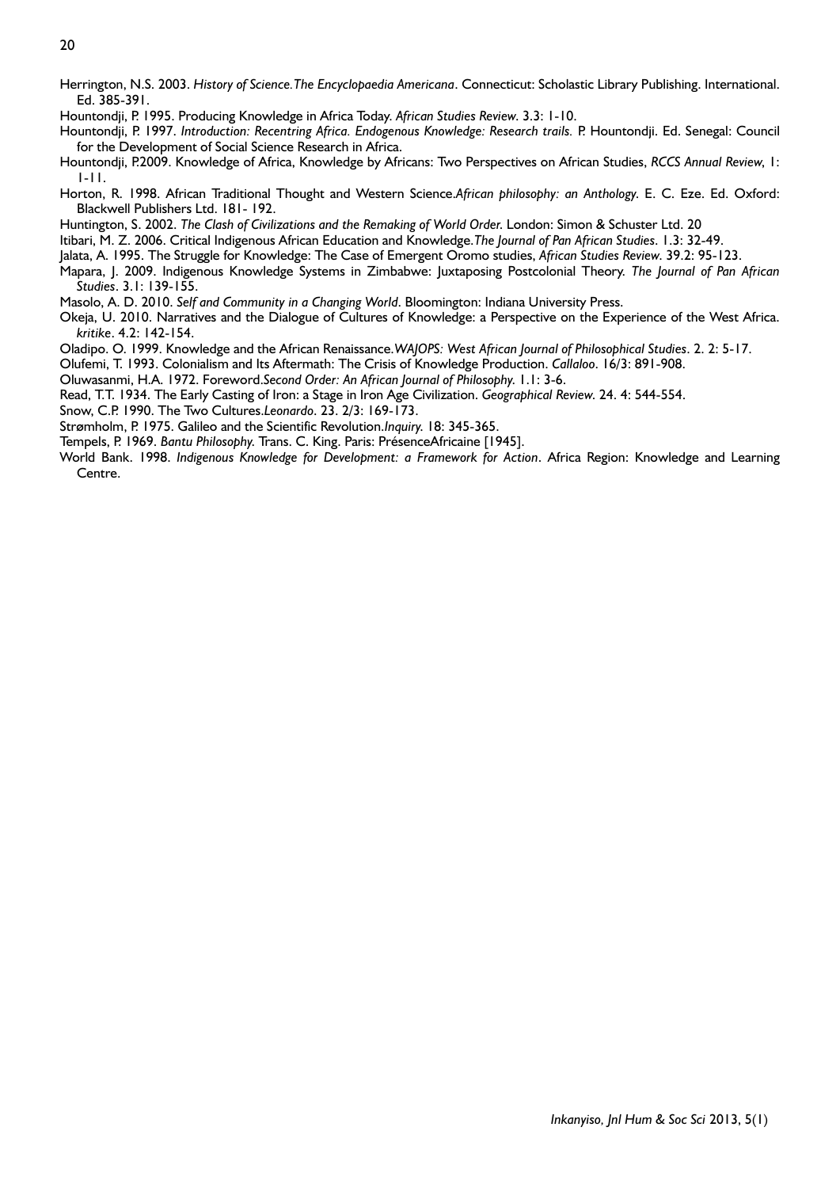Herrington, N.S. 2003. *History of Science.The Encyclopaedia Americana*. Connecticut: Scholastic Library Publishing. International. Ed. 385-391.

Hountondji, P. 1995. Producing Knowledge in Africa Today. *African Studies Review*. 3.3: 1-10.

Hountondji, P. 1997. *Introduction: Recentring Africa. Endogenous Knowledge: Research trails.* P. Hountondji. Ed. Senegal: Council for the Development of Social Science Research in Africa.

Hountondji, P.2009. Knowledge of Africa, Knowledge by Africans: Two Perspectives on African Studies, *RCCS Annual Review*, 1: 1-11.

Horton, R. 1998. African Traditional Thought and Western Science.*African philosophy: an Anthology*. E. C. Eze. Ed. Oxford: Blackwell Publishers Ltd. 181- 192.

Huntington, S. 2002. *The Clash of Civilizations and the Remaking of World Order.* London: Simon & Schuster Ltd. 20

Itibari, M. Z. 2006. Critical Indigenous African Education and Knowledge.*The Journal of Pan African Studies*. 1.3: 32-49.

Jalata, A. 1995. The Struggle for Knowledge: The Case of Emergent Oromo studies, *African Studies Review*. 39.2: 95-123.

Mapara, J. 2009. Indigenous Knowledge Systems in Zimbabwe: Juxtaposing Postcolonial Theory. *The Journal of Pan African Studies*. 3.1: 139-155.

Masolo, A. D. 2010. *Self and Community in a Changing World*. Bloomington: Indiana University Press.

Okeja, U. 2010. Narratives and the Dialogue of Cultures of Knowledge: a Perspective on the Experience of the West Africa. *kritike*. 4.2: 142-154.

Oladipo. O. 1999. Knowledge and the African Renaissance.*WAJOPS: West African Journal of Philosophical Studies*. 2. 2: 5-17.

Olufemi, T. 1993. Colonialism and Its Aftermath: The Crisis of Knowledge Production. *Callaloo*. 16/3: 891-908.

Oluwasanmi, H.A. 1972. Foreword.*Second Order: An African Journal of Philosophy.* 1.1: 3-6.

Read, T.T. 1934. The Early Casting of Iron: a Stage in Iron Age Civilization. *Geographical Review*. 24. 4: 544-554.

Snow, C.P. 1990. The Two Cultures.*Leonardo*. 23. 2/3: 169-173.

Strømholm, P. 1975. Galileo and the Scientific Revolution.*Inquiry.* 18: 345-365.

Tempels, P. 1969. *Bantu Philosophy.* Trans. C. King. Paris: PrésenceAfricaine [1945].

World Bank. 1998. *Indigenous Knowledge for Development: a Framework for Action*. Africa Region: Knowledge and Learning Centre.